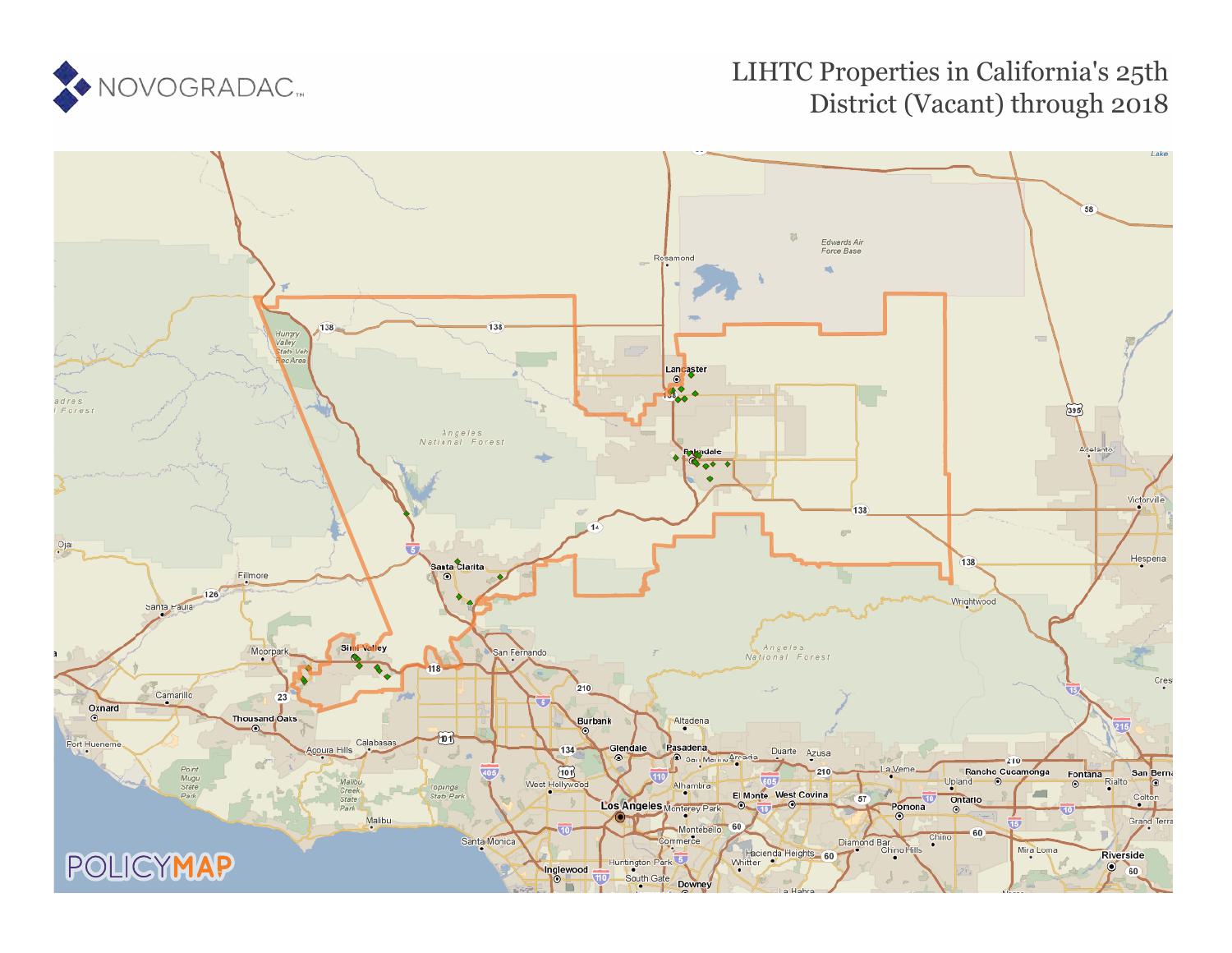# LIHTC Properties in California's 25th District (Vacant) through 2018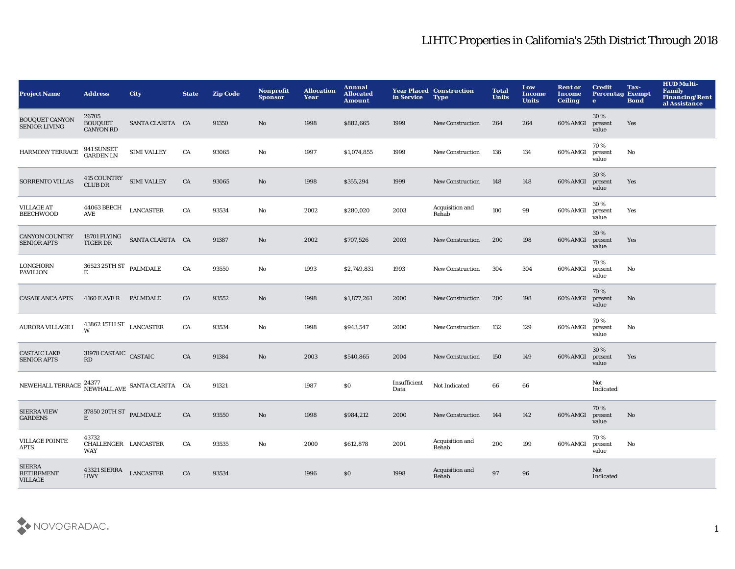# LIHTC Properties in California's 25th District Through 2018

| Project Name | Address | City | State | Zip Code | Nonprofit Sponsor | Allocation Year | Annual Allocated Amount | Year Placed in Service | Construction Type | Total Units | Low Income Units | Rent or Income Ceiling | Credit Percentage | Tax-Exempt Bond | HUD Multi-Family Financing/Rental Assistance |
|---|---|---|---|---|---|---|---|---|---|---|---|---|---|---|---|
| BOUQUET CANYON SENIOR LIVING | 26705 BOUQUET CANYON RD | SANTA CLARITA | CA | 91350 | No | 1998 | $882,665 | 1999 | New Construction | 264 | 264 | 60% AMGI | 30 % present value | Yes | |
| HARMONY TERRACE | 941 SUNSET GARDEN LN | SIMI VALLEY | CA | 93065 | No | 1997 | $1,074,855 | 1999 | New Construction | 136 | 134 | 60% AMGI | 70 % present value | No | |
| SORRENTO VILLAS | 415 COUNTRY CLUB DR | SIMI VALLEY | CA | 93065 | No | 1998 | $355,294 | 1999 | New Construction | 148 | 148 | 60% AMGI | 30 % present value | Yes | |
| VILLAGE AT BEECHWOOD | 44063 BEECH AVE | LANCASTER | CA | 93534 | No | 2002 | $280,020 | 2003 | Acquisition and Rehab | 100 | 99 | 60% AMGI | 30 % present value | Yes | |
| CANYON COUNTRY SENIOR APTS | 18701 FLYING TIGER DR | SANTA CLARITA | CA | 91387 | No | 2002 | $707,526 | 2003 | New Construction | 200 | 198 | 60% AMGI | 30 % present value | Yes | |
| LONGHORN PAVILION | 36523 25TH ST E | PALMDALE | CA | 93550 | No | 1993 | $2,749,831 | 1993 | New Construction | 304 | 304 | 60% AMGI | 70 % present value | No | |
| CASABLANCA APTS | 4160 E AVE R | PALMDALE | CA | 93552 | No | 1998 | $1,877,261 | 2000 | New Construction | 200 | 198 | 60% AMGI | 70 % present value | No | |
| AURORA VILLAGE I | 43862 15TH ST W | LANCASTER | CA | 93534 | No | 1998 | $943,547 | 2000 | New Construction | 132 | 129 | 60% AMGI | 70 % present value | No | |
| CASTAIC LAKE SENIOR APTS | 31978 CASTAIC RD | CASTAIC | CA | 91384 | No | 2003 | $540,865 | 2004 | New Construction | 150 | 149 | 60% AMGI | 30 % present value | Yes | |
| NEWEHALL TERRACE | 24377 NEWHALL AVE | SANTA CLARITA | CA | 91321 | | 1987 | $0 | Insufficient Data | Not Indicated | 66 | 66 | | Not Indicated | | |
| SIERRA VIEW GARDENS | 37850 20TH ST E | PALMDALE | CA | 93550 | No | 1998 | $984,212 | 2000 | New Construction | 144 | 142 | 60% AMGI | 70 % present value | No | |
| VILLAGE POINTE APTS | 43732 CHALLENGER WAY | LANCASTER | CA | 93535 | No | 2000 | $612,878 | 2001 | Acquisition and Rehab | 200 | 199 | 60% AMGI | 70 % present value | No | |
| SIERRA RETIREMENT VILLAGE | 43321 SIERRA HWY | LANCASTER | CA | 93534 | | 1996 | $0 | 1998 | Acquisition and Rehab | 97 | 96 | | Not Indicated | | |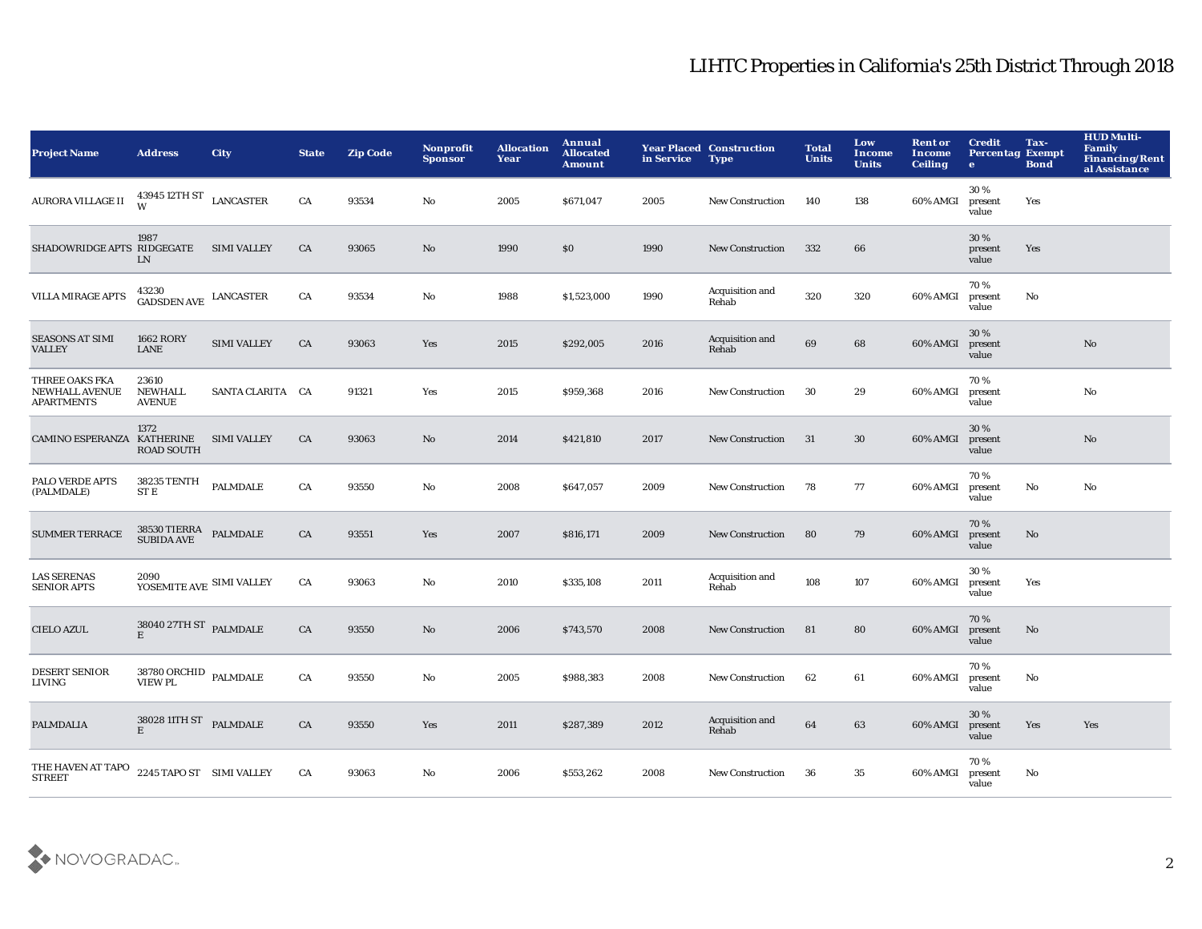# LIHTC Properties in California's 25th District Through 2018

| Project Name | Address | City | State | Zip Code | Nonprofit Sponsor | Allocation Year | Annual Allocated Amount | Year Placed in Service | Construction Type | Total Units | Low Income Units | Rent or Income Ceiling | Credit Percentage | Tax-Exempt Bond | HUD Multi-Family Financing/Rental Assistance |
|---|---|---|---|---|---|---|---|---|---|---|---|---|---|---|---|
| AURORA VILLAGE II | 43945 12TH ST W | LANCASTER | CA | 93534 | No | 2005 | $671,047 | 2005 | New Construction | 140 | 138 | 60% AMGI | 30 % present value | Yes | |
| SHADOWRIDGE APTS | 1987 RIDGEGATE LN | SIMI VALLEY | CA | 93065 | No | 1990 | $0 | 1990 | New Construction | 332 | 66 | | 30 % present value | Yes | |
| VILLA MIRAGE APTS | 43230 GADSDEN AVE | LANCASTER | CA | 93534 | No | 1988 | $1,523,000 | 1990 | Acquisition and Rehab | 320 | 320 | 60% AMGI | 70 % present value | No | |
| SEASONS AT SIMI VALLEY | 1662 RORY LANE | SIMI VALLEY | CA | 93063 | Yes | 2015 | $292,005 | 2016 | Acquisition and Rehab | 69 | 68 | 60% AMGI | 30 % present value | | No |
| THREE OAKS FKA NEWHALL AVENUE APARTMENTS | 23610 NEWHALL AVENUE | SANTA CLARITA | CA | 91321 | Yes | 2015 | $959,368 | 2016 | New Construction | 30 | 29 | 60% AMGI | 70 % present value | | No |
| CAMINO ESPERANZA | 1372 KATHERINE ROAD SOUTH | SIMI VALLEY | CA | 93063 | No | 2014 | $421,810 | 2017 | New Construction | 31 | 30 | 60% AMGI | 30 % present value | | No |
| PALO VERDE APTS (PALMDALE) | 38235 TENTH ST E | PALMDALE | CA | 93550 | No | 2008 | $647,057 | 2009 | New Construction | 78 | 77 | 60% AMGI | 70 % present value | No | No |
| SUMMER TERRACE | 38530 TIERRA SUBIDA AVE | PALMDALE | CA | 93551 | Yes | 2007 | $816,171 | 2009 | New Construction | 80 | 79 | 60% AMGI | 70 % present value | No | |
| LAS SERENAS SENIOR APTS | 2090 YOSEMITE AVE | SIMI VALLEY | CA | 93063 | No | 2010 | $335,108 | 2011 | Acquisition and Rehab | 108 | 107 | 60% AMGI | 30 % present value | Yes | |
| CIELO AZUL | 38040 27TH ST E | PALMDALE | CA | 93550 | No | 2006 | $743,570 | 2008 | New Construction | 81 | 80 | 60% AMGI | 70 % present value | No | |
| DESERT SENIOR LIVING | 38780 ORCHID VIEW PL | PALMDALE | CA | 93550 | No | 2005 | $988,383 | 2008 | New Construction | 62 | 61 | 60% AMGI | 70 % present value | No | |
| PALMDALIA | 38028 11TH ST E | PALMDALE | CA | 93550 | Yes | 2011 | $287,389 | 2012 | Acquisition and Rehab | 64 | 63 | 60% AMGI | 30 % present value | Yes | Yes |
| THE HAVEN AT TAPO STREET | 2245 TAPO ST | SIMI VALLEY | CA | 93063 | No | 2006 | $553,262 | 2008 | New Construction | 36 | 35 | 60% AMGI | 70 % present value | No | |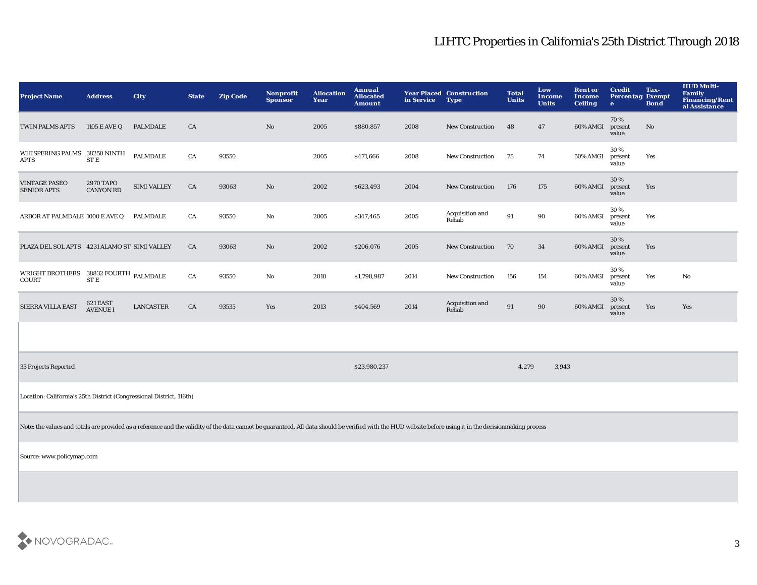# LIHTC Properties in California's 25th District Through 2018

| Project Name | Address | City | State | Zip Code | Nonprofit Sponsor | Allocation Year | Annual Allocated Amount | Year Placed in Service | Construction Type | Total Units | Low Income Units | Rent or Income Ceiling | Credit Percentage | Tax-Exempt Bond | HUD Multi-Family Financing/Rental Assistance |
|---|---|---|---|---|---|---|---|---|---|---|---|---|---|---|---|
| TWIN PALMS APTS | 1105 E AVE Q | PALMDALE | CA | | No | 2005 | $880,857 | 2008 | New Construction | 48 | 47 | 60% AMGI | 70 % present value | No | |
| WHISPERING PALMS APTS | 38250 NINTH ST E | PALMDALE | CA | 93550 | | 2005 | $471,666 | 2008 | New Construction | 75 | 74 | 50% AMGI | 30 % present value | Yes | |
| VINTAGE PASEO SENIOR APTS | 2970 TAPO CANYON RD | SIMI VALLEY | CA | 93063 | No | 2002 | $623,493 | 2004 | New Construction | 176 | 175 | 60% AMGI | 30 % present value | Yes | |
| ARBOR AT PALMDALE | 1000 E AVE Q | PALMDALE | CA | 93550 | No | 2005 | $347,465 | 2005 | Acquisition and Rehab | 91 | 90 | 60% AMGI | 30 % present value | Yes | |
| PLAZA DEL SOL APTS | 4231 ALAMO ST | SIMI VALLEY | CA | 93063 | No | 2002 | $206,076 | 2005 | New Construction | 70 | 34 | 60% AMGI | 30 % present value | Yes | |
| WRIGHT BROTHERS COURT | 38832 FOURTH ST E | PALMDALE | CA | 93550 | No | 2010 | $1,798,987 | 2014 | New Construction | 156 | 154 | 60% AMGI | 30 % present value | Yes | No |
| SIERRA VILLA EAST | 621 EAST AVENUE I | LANCASTER | CA | 93535 | Yes | 2013 | $404,569 | 2014 | Acquisition and Rehab | 91 | 90 | 60% AMGI | 30 % present value | Yes | Yes |
| | | | | | | | | | | | | | | | |
| 33 Projects Reported | | | | | | | $23,980,237 | | | 4,279 | 3,943 | | | | |

Location: California's 25th District (Congressional District, 116th)

Note: the values and totals are provided as a reference and the validity of the data cannot be guaranteed. All data should be verified with the HUD website before using it in the decisionmaking process

Source: www.policymap.com